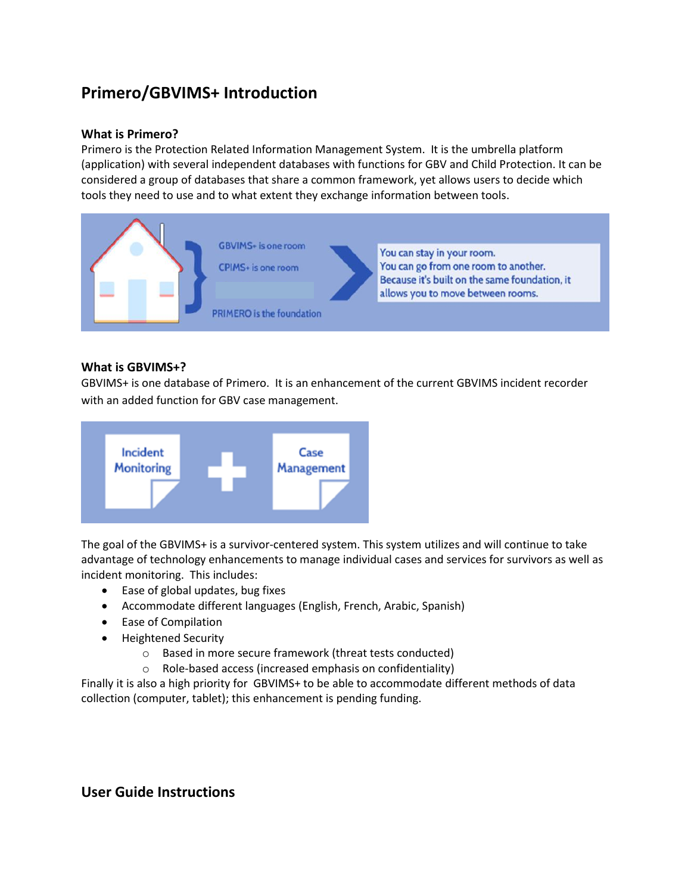# Primero/GBVIMS+ Introduction

**What is Primero?**

Primero is the Protection Related Information Management System. It is the umbrella platform (application) with several independent databases with functions for GBV and Child Protection. It can be considered a group of databases that share a common framework, yet allows users to decide which tools they need to use and to what extent they exchange information between tools.

**What is GBVIMS+?**

GBVIMS+ is one database of Primero. It is an enhancement of the current GBVIMS incident recorder with an added function for GBV case management.

The goal of the GBVIMS+ is a survivor-centered system. This system utilizes and will continue to take advantage of technology enhancements to manage individual cases and services for survivors as well as incident monitoring. This includes:

- Ease of global updates, bug fixes
- Accommodate different languages (English, French, Arabic, Spanish)
- Ease of Compilation
- Heightened Security
  - Based in more secure framework (threat tests conducted)
  - Role-based access (increased emphasis on confidentiality)

Finally it is also a high priority for GBVIMS+ to be able to accommodate different methods of data collection (computer, tablet); this enhancement is pending funding.

# User Guide Instructions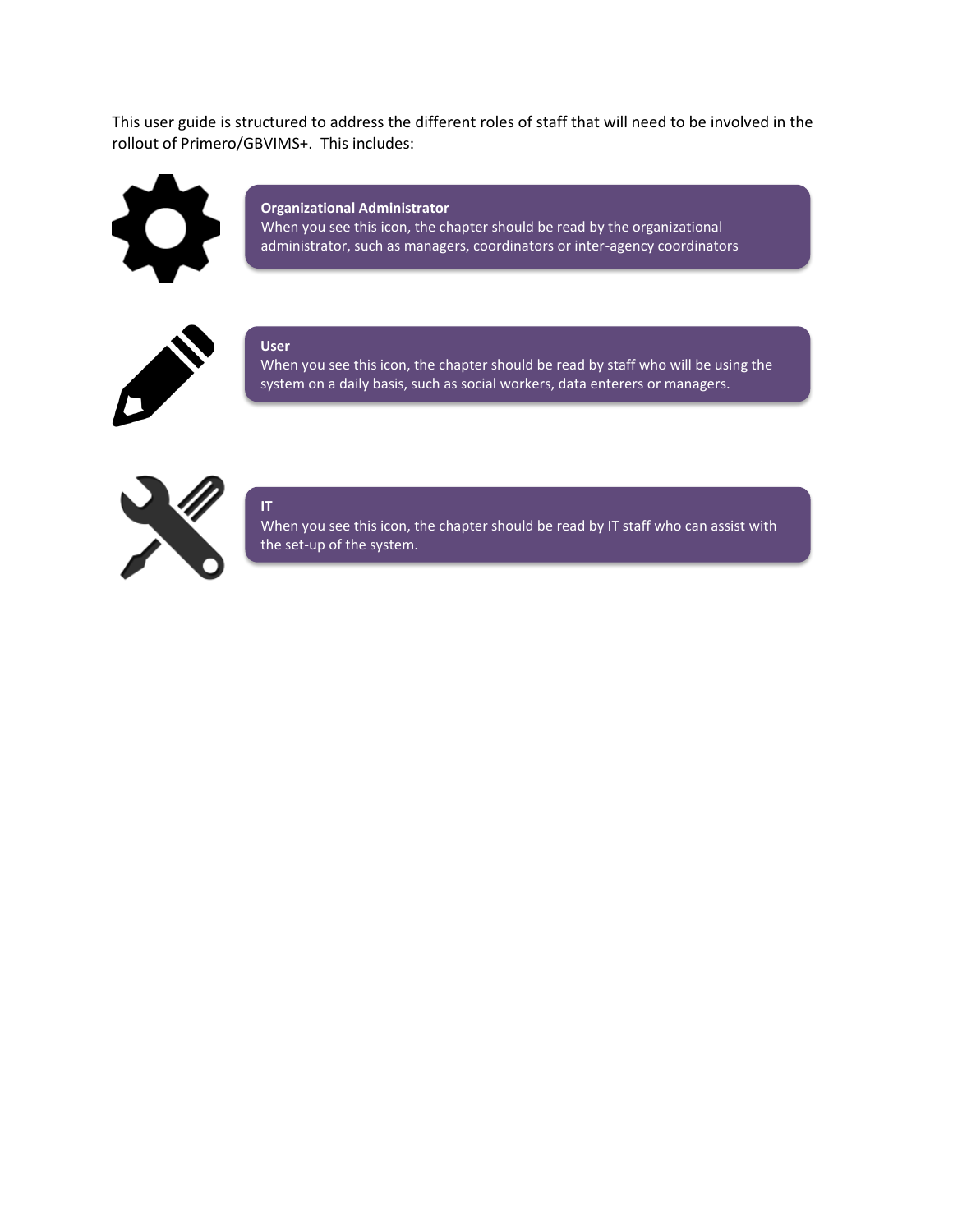This user guide is structured to address the different roles of staff that will need to be involved in the rollout of Primero/GBVIMS+. This includes:

**Organizational Administrator**
When you see this icon, the chapter should be read by the organizational administrator, such as managers, coordinators or inter-agency coordinators

**User**
When you see this icon, the chapter should be read by staff who will be using the system on a daily basis, such as social workers, data enterers or managers.

**IT**
When you see this icon, the chapter should be read by IT staff who can assist with the set-up of the system.